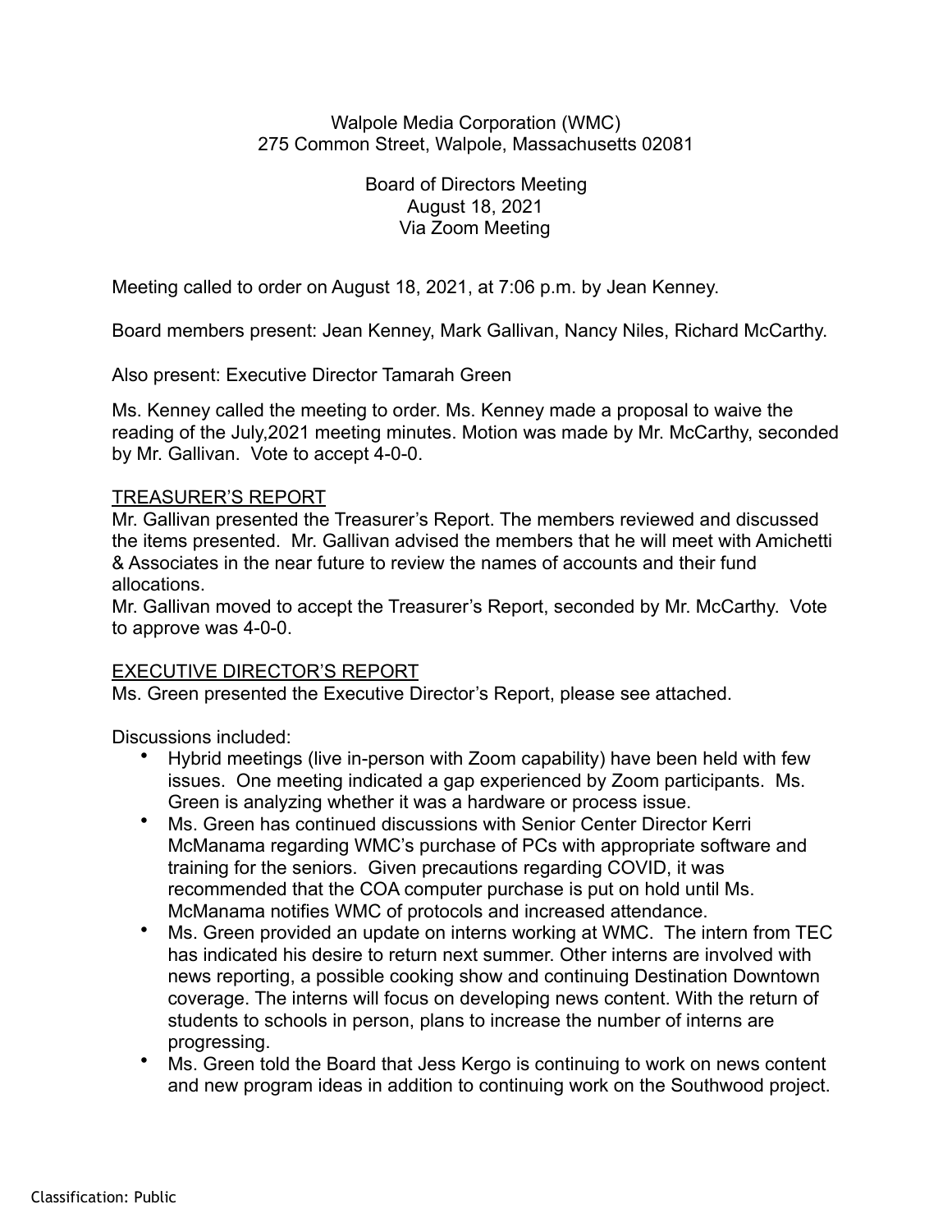Walpole Media Corporation (WMC)
275 Common Street, Walpole, Massachusetts 02081

Board of Directors Meeting
August 18, 2021
Via Zoom Meeting

Meeting called to order on August 18, 2021, at 7:06 p.m. by Jean Kenney.

Board members present: Jean Kenney, Mark Gallivan, Nancy Niles, Richard McCarthy.

Also present: Executive Director Tamarah Green

Ms. Kenney called the meeting to order. Ms. Kenney made a proposal to waive the reading of the July,2021 meeting minutes. Motion was made by Mr. McCarthy, seconded by Mr. Gallivan. Vote to accept 4-0-0.

<u>TREASURER'S REPORT</u>

Mr. Gallivan presented the Treasurer's Report. The members reviewed and discussed the items presented. Mr. Gallivan advised the members that he will meet with Amichetti & Associates in the near future to review the names of accounts and their fund allocations.

Mr. Gallivan moved to accept the Treasurer's Report, seconded by Mr. McCarthy. Vote to approve was 4-0-0.

<u>EXECUTIVE DIRECTOR'S REPORT</u>

Ms. Green presented the Executive Director's Report, please see attached.

Discussions included:

- Hybrid meetings (live in-person with Zoom capability) have been held with few issues. One meeting indicated a gap experienced by Zoom participants. Ms. Green is analyzing whether it was a hardware or process issue.
- Ms. Green has continued discussions with Senior Center Director Kerri McManama regarding WMC's purchase of PCs with appropriate software and training for the seniors. Given precautions regarding COVID, it was recommended that the COA computer purchase is put on hold until Ms. McManama notifies WMC of protocols and increased attendance.
- Ms. Green provided an update on interns working at WMC. The intern from TEC has indicated his desire to return next summer. Other interns are involved with news reporting, a possible cooking show and continuing Destination Downtown coverage. The interns will focus on developing news content. With the return of students to schools in person, plans to increase the number of interns are progressing.
- Ms. Green told the Board that Jess Kergo is continuing to work on news content and new program ideas in addition to continuing work on the Southwood project.

Classification: Public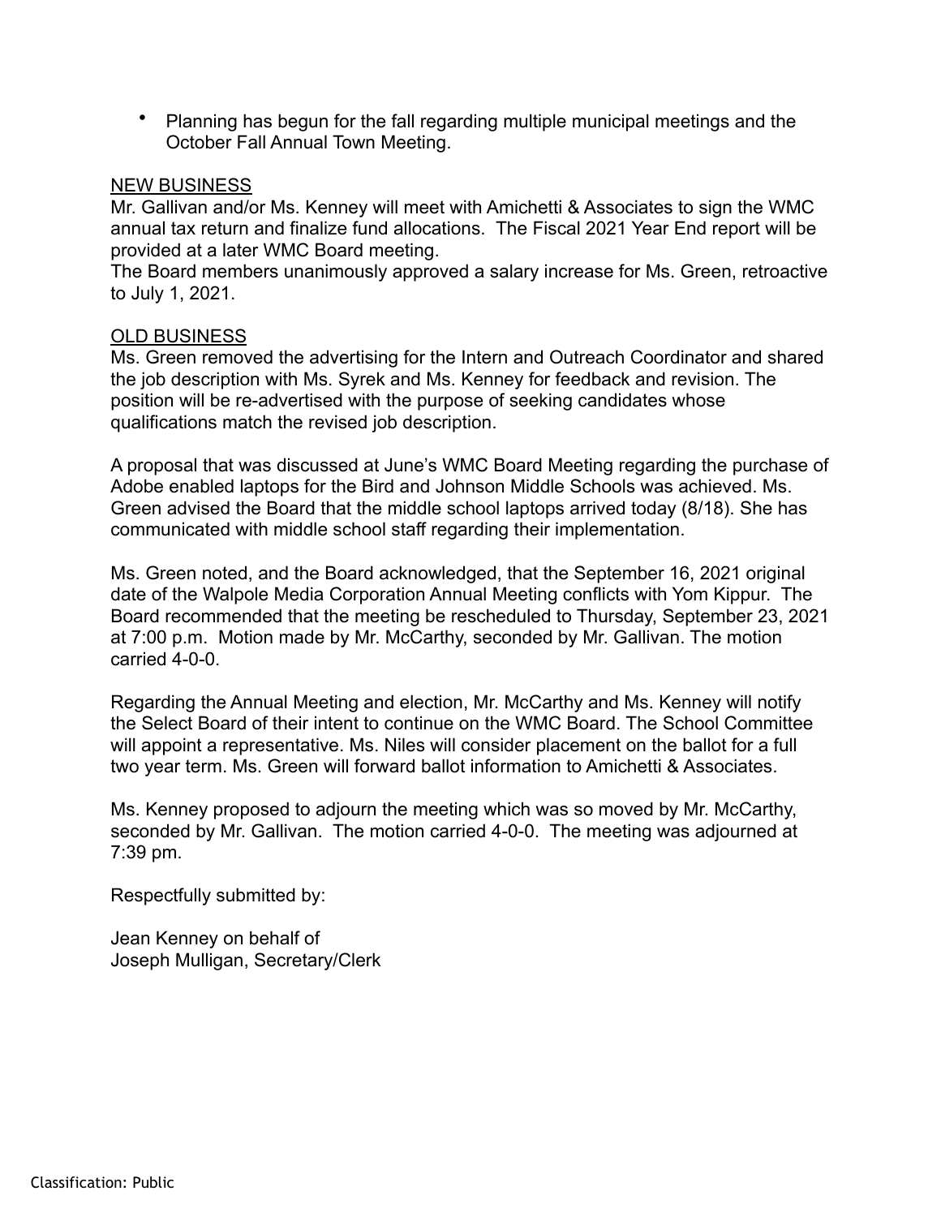- Planning has begun for the fall regarding multiple municipal meetings and the October Fall Annual Town Meeting.

NEW BUSINESS

Mr. Gallivan and/or Ms. Kenney will meet with Amichetti & Associates to sign the WMC annual tax return and finalize fund allocations. The Fiscal 2021 Year End report will be provided at a later WMC Board meeting.

The Board members unanimously approved a salary increase for Ms. Green, retroactive to July 1, 2021.

OLD BUSINESS

Ms. Green removed the advertising for the Intern and Outreach Coordinator and shared the job description with Ms. Syrek and Ms. Kenney for feedback and revision. The position will be re-advertised with the purpose of seeking candidates whose qualifications match the revised job description.

A proposal that was discussed at June's WMC Board Meeting regarding the purchase of Adobe enabled laptops for the Bird and Johnson Middle Schools was achieved. Ms. Green advised the Board that the middle school laptops arrived today (8/18). She has communicated with middle school staff regarding their implementation.

Ms. Green noted, and the Board acknowledged, that the September 16, 2021 original date of the Walpole Media Corporation Annual Meeting conflicts with Yom Kippur. The Board recommended that the meeting be rescheduled to Thursday, September 23, 2021 at 7:00 p.m. Motion made by Mr. McCarthy, seconded by Mr. Gallivan. The motion carried 4-0-0.

Regarding the Annual Meeting and election, Mr. McCarthy and Ms. Kenney will notify the Select Board of their intent to continue on the WMC Board. The School Committee will appoint a representative. Ms. Niles will consider placement on the ballot for a full two year term. Ms. Green will forward ballot information to Amichetti & Associates.

Ms. Kenney proposed to adjourn the meeting which was so moved by Mr. McCarthy, seconded by Mr. Gallivan. The motion carried 4-0-0. The meeting was adjourned at 7:39 pm.

Respectfully submitted by:

Jean Kenney on behalf of
Joseph Mulligan, Secretary/Clerk

Classification: Public